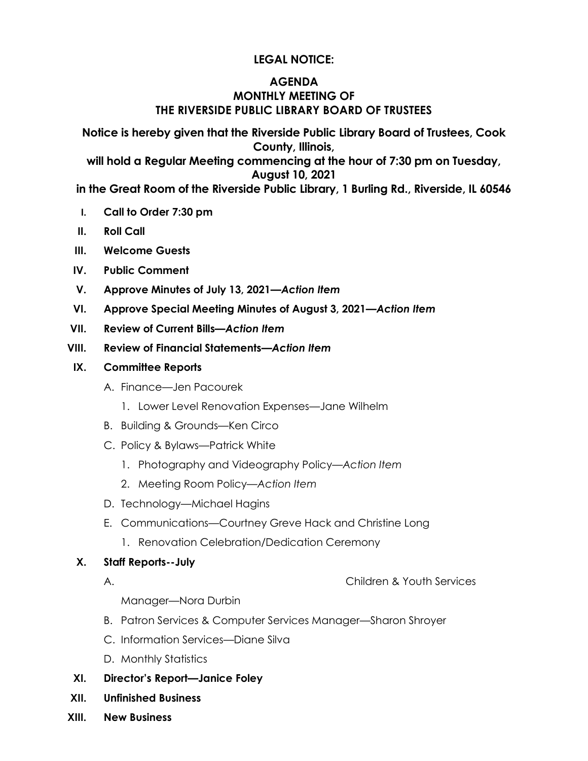**LEGAL NOTICE:**

**AGENDA**
**MONTHLY MEETING OF**
**THE RIVERSIDE PUBLIC LIBRARY BOARD OF TRUSTEES**

**Notice is hereby given that the Riverside Public Library Board of Trustees, Cook County, Illinois,**
**will hold a Regular Meeting commencing at the hour of 7:30 pm on Tuesday, August 10, 2021**
**in the Great Room of the Riverside Public Library, 1 Burling Rd., Riverside, IL 60546**

- **I. Call to Order 7:30 pm**
- **II. Roll Call**
- **III. Welcome Guests**
- **IV. Public Comment**
- **V. Approve Minutes of July 13, 2021—*Action Item***
- **VI. Approve Special Meeting Minutes of August 3, 2021—*Action Item***
- **VII. Review of Current Bills—*Action Item***
- **VIII. Review of Financial Statements—*Action Item***
- **IX. Committee Reports**
  - A. Finance—Jen Pacourek
    1. Lower Level Renovation Expenses—Jane Wilhelm
  - B. Building & Grounds—Ken Circo
  - C. Policy & Bylaws—Patrick White
    1. Photography and Videography Policy—*Action Item*
    2. Meeting Room Policy—*Action Item*
  - D. Technology—Michael Hagins
  - E. Communications—Courtney Greve Hack and Christine Long
    1. Renovation Celebration/Dedication Ceremony
- **X. Staff Reports--July**
  - A. Children & Youth Services Manager—Nora Durbin
  - B. Patron Services & Computer Services Manager—Sharon Shroyer
  - C. Information Services—Diane Silva
  - D. Monthly Statistics
- **XI. Director's Report—Janice Foley**
- **XII. Unfinished Business**
- **XIII. New Business**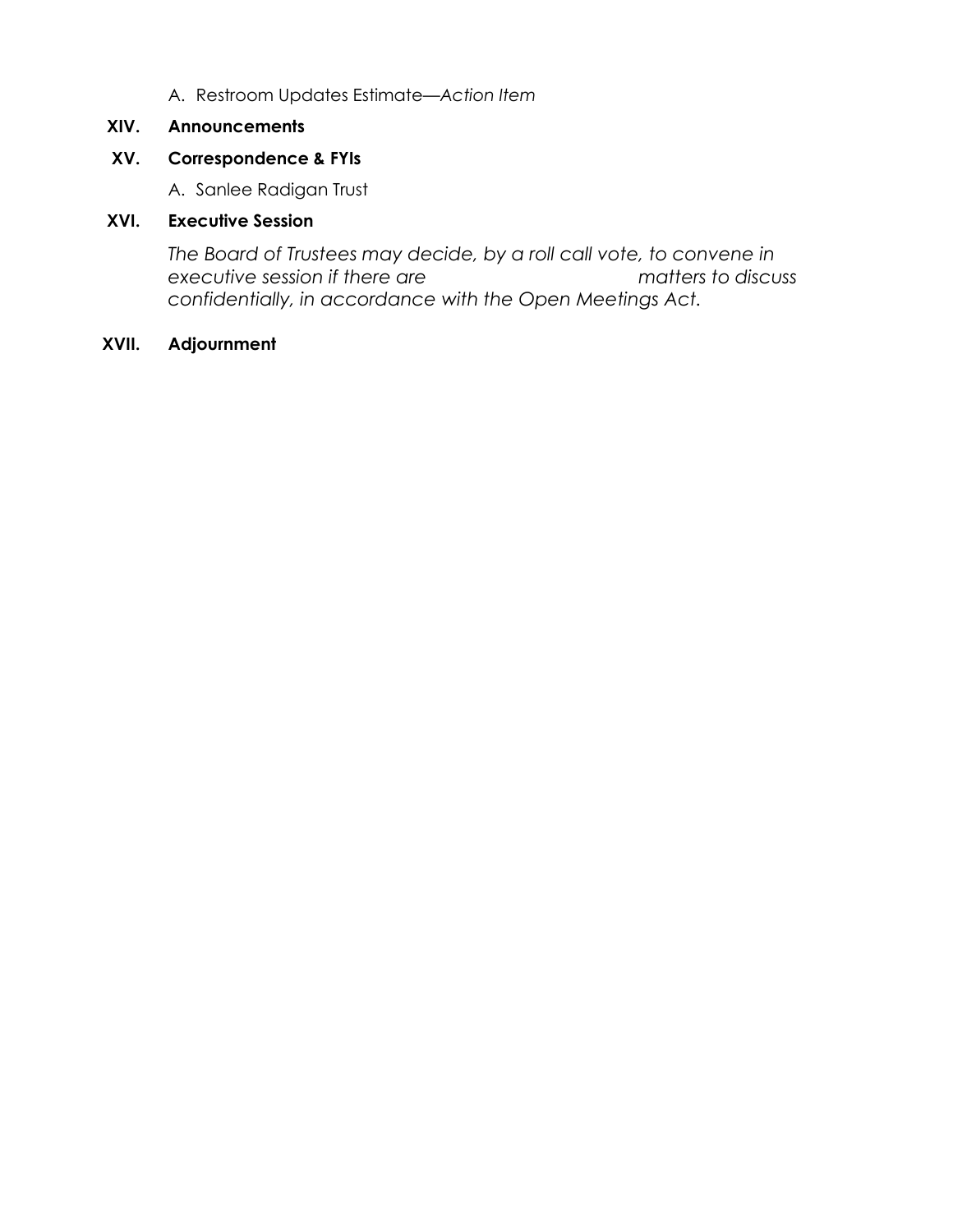A. Restroom Updates Estimate—*Action Item*

**XIV. Announcements**

**XV. Correspondence & FYIs**

A. Sanlee Radigan Trust

**XVI. Executive Session**

*The Board of Trustees may decide, by a roll call vote, to convene in executive session if there are matters to discuss confidentially, in accordance with the Open Meetings Act.*

**XVII. Adjournment**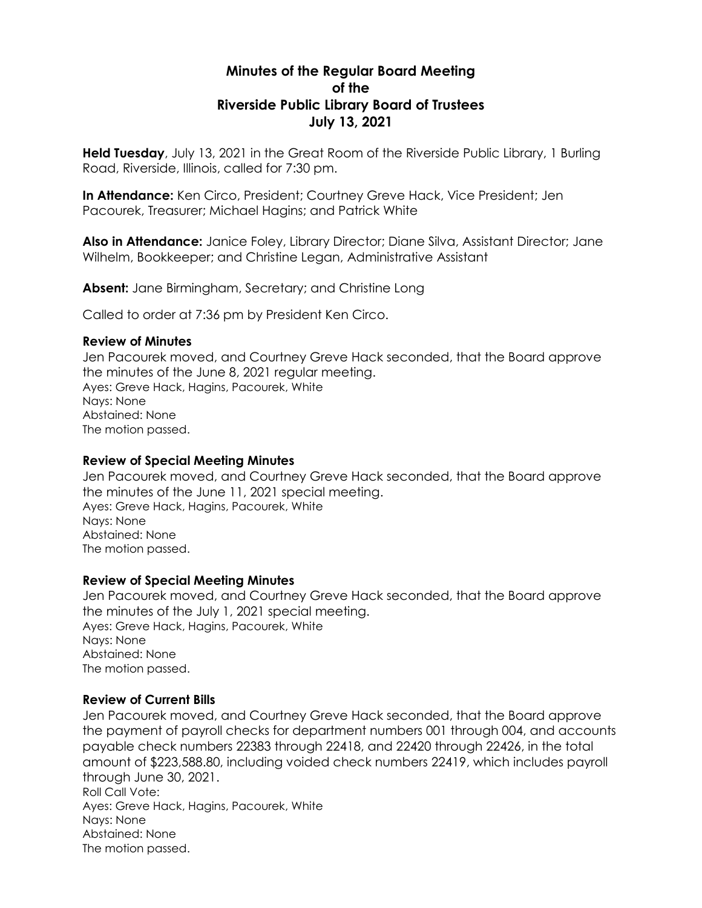# Minutes of the Regular Board Meeting
# of the
# Riverside Public Library Board of Trustees
# July 13, 2021

**Held Tuesday**, July 13, 2021 in the Great Room of the Riverside Public Library, 1 Burling Road, Riverside, Illinois, called for 7:30 pm.

**In Attendance:** Ken Circo, President; Courtney Greve Hack, Vice President; Jen Pacourek, Treasurer; Michael Hagins; and Patrick White

**Also in Attendance:** Janice Foley, Library Director; Diane Silva, Assistant Director; Jane Wilhelm, Bookkeeper; and Christine Legan, Administrative Assistant

**Absent:** Jane Birmingham, Secretary; and Christine Long

Called to order at 7:36 pm by President Ken Circo.

**Review of Minutes**

Jen Pacourek moved, and Courtney Greve Hack seconded, that the Board approve the minutes of the June 8, 2021 regular meeting.
Ayes: Greve Hack, Hagins, Pacourek, White
Nays: None
Abstained: None
The motion passed.

**Review of Special Meeting Minutes**

Jen Pacourek moved, and Courtney Greve Hack seconded, that the Board approve the minutes of the June 11, 2021 special meeting.
Ayes: Greve Hack, Hagins, Pacourek, White
Nays: None
Abstained: None
The motion passed.

**Review of Special Meeting Minutes**

Jen Pacourek moved, and Courtney Greve Hack seconded, that the Board approve the minutes of the July 1, 2021 special meeting.
Ayes: Greve Hack, Hagins, Pacourek, White
Nays: None
Abstained: None
The motion passed.

**Review of Current Bills**

Jen Pacourek moved, and Courtney Greve Hack seconded, that the Board approve the payment of payroll checks for department numbers 001 through 004, and accounts payable check numbers 22383 through 22418, and 22420 through 22426, in the total amount of $223,588.80, including voided check numbers 22419, which includes payroll through June 30, 2021.
Roll Call Vote:
Ayes: Greve Hack, Hagins, Pacourek, White
Nays: None
Abstained: None
The motion passed.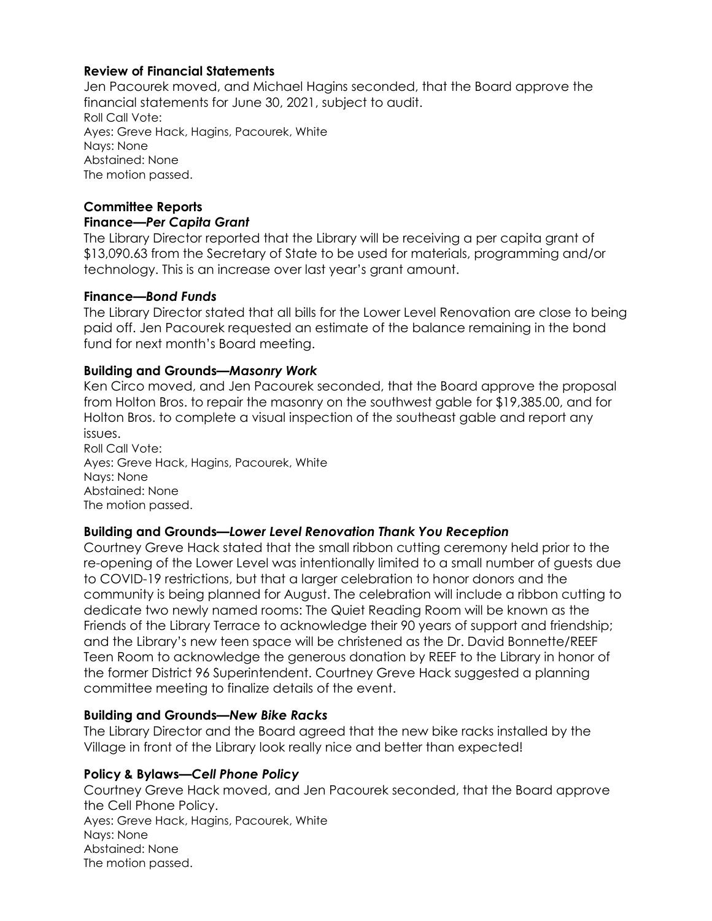## Review of Financial Statements

Jen Pacourek moved, and Michael Hagins seconded, that the Board approve the financial statements for June 30, 2021, subject to audit.
Roll Call Vote:
Ayes: Greve Hack, Hagins, Pacourek, White
Nays: None
Abstained: None
The motion passed.

## Committee Reports

### Finance—*Per Capita Grant*

The Library Director reported that the Library will be receiving a per capita grant of $13,090.63 from the Secretary of State to be used for materials, programming and/or technology. This is an increase over last year's grant amount.

### Finance—*Bond Funds*

The Library Director stated that all bills for the Lower Level Renovation are close to being paid off. Jen Pacourek requested an estimate of the balance remaining in the bond fund for next month's Board meeting.

### Building and Grounds—*Masonry Work*

Ken Circo moved, and Jen Pacourek seconded, that the Board approve the proposal from Holton Bros. to repair the masonry on the southwest gable for $19,385.00, and for Holton Bros. to complete a visual inspection of the southeast gable and report any issues.
Roll Call Vote:
Ayes: Greve Hack, Hagins, Pacourek, White
Nays: None
Abstained: None
The motion passed.

### Building and Grounds—*Lower Level Renovation Thank You Reception*

Courtney Greve Hack stated that the small ribbon cutting ceremony held prior to the re-opening of the Lower Level was intentionally limited to a small number of guests due to COVID-19 restrictions, but that a larger celebration to honor donors and the community is being planned for August. The celebration will include a ribbon cutting to dedicate two newly named rooms: The Quiet Reading Room will be known as the Friends of the Library Terrace to acknowledge their 90 years of support and friendship; and the Library's new teen space will be christened as the Dr. David Bonnette/REEF Teen Room to acknowledge the generous donation by REEF to the Library in honor of the former District 96 Superintendent. Courtney Greve Hack suggested a planning committee meeting to finalize details of the event.

### Building and Grounds—*New Bike Racks*

The Library Director and the Board agreed that the new bike racks installed by the Village in front of the Library look really nice and better than expected!

### Policy & Bylaws—*Cell Phone Policy*

Courtney Greve Hack moved, and Jen Pacourek seconded, that the Board approve the Cell Phone Policy.
Ayes: Greve Hack, Hagins, Pacourek, White
Nays: None
Abstained: None
The motion passed.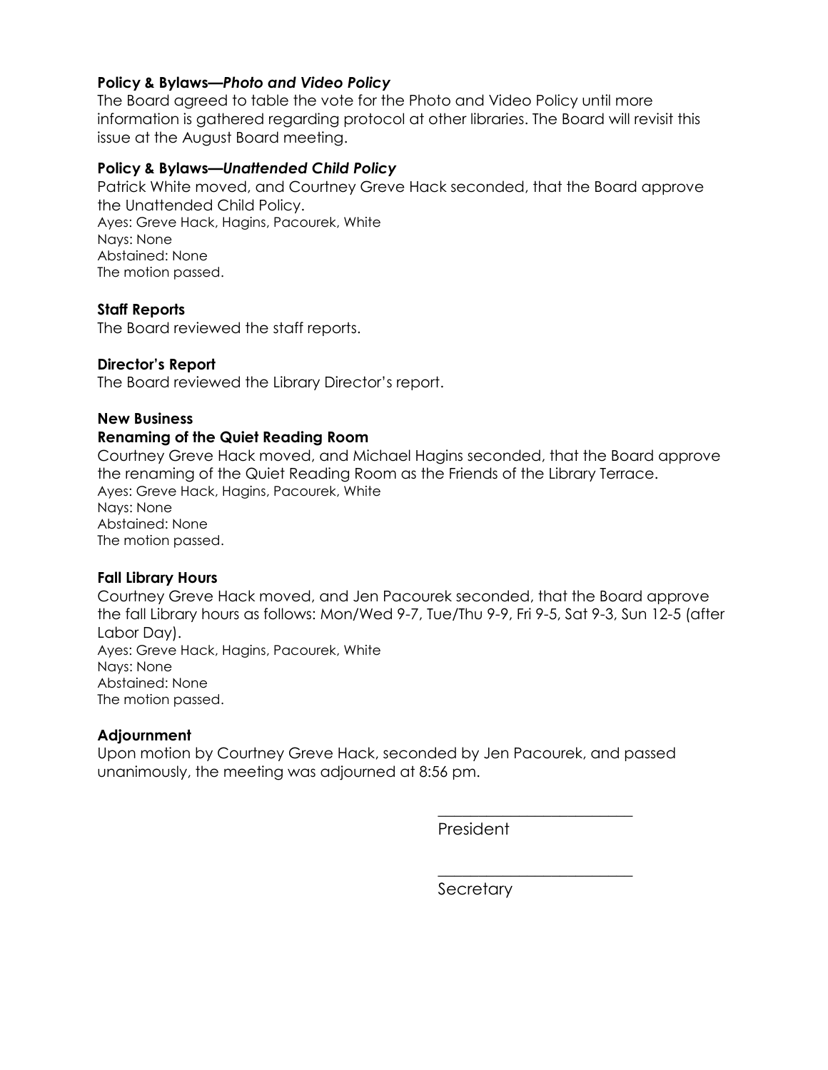**Policy & Bylaws—*Photo and Video Policy***

The Board agreed to table the vote for the Photo and Video Policy until more information is gathered regarding protocol at other libraries. The Board will revisit this issue at the August Board meeting.

**Policy & Bylaws—*Unattended Child Policy***

Patrick White moved, and Courtney Greve Hack seconded, that the Board approve the Unattended Child Policy.
Ayes: Greve Hack, Hagins, Pacourek, White
Nays: None
Abstained: None
The motion passed.

**Staff Reports**

The Board reviewed the staff reports.

**Director's Report**

The Board reviewed the Library Director's report.

**New Business**

**Renaming of the Quiet Reading Room**

Courtney Greve Hack moved, and Michael Hagins seconded, that the Board approve the renaming of the Quiet Reading Room as the Friends of the Library Terrace.
Ayes: Greve Hack, Hagins, Pacourek, White
Nays: None
Abstained: None
The motion passed.

**Fall Library Hours**

Courtney Greve Hack moved, and Jen Pacourek seconded, that the Board approve the fall Library hours as follows: Mon/Wed 9-7, Tue/Thu 9-9, Fri 9-5, Sat 9-3, Sun 12-5 (after Labor Day).
Ayes: Greve Hack, Hagins, Pacourek, White
Nays: None
Abstained: None
The motion passed.

**Adjournment**

Upon motion by Courtney Greve Hack, seconded by Jen Pacourek, and passed unanimously, the meeting was adjourned at 8:56 pm.

\_\_\_\_\_\_\_\_\_\_\_\_\_\_\_\_\_\_\_\_\_\_\_\_\_
President

\_\_\_\_\_\_\_\_\_\_\_\_\_\_\_\_\_\_\_\_\_\_\_\_\_
Secretary